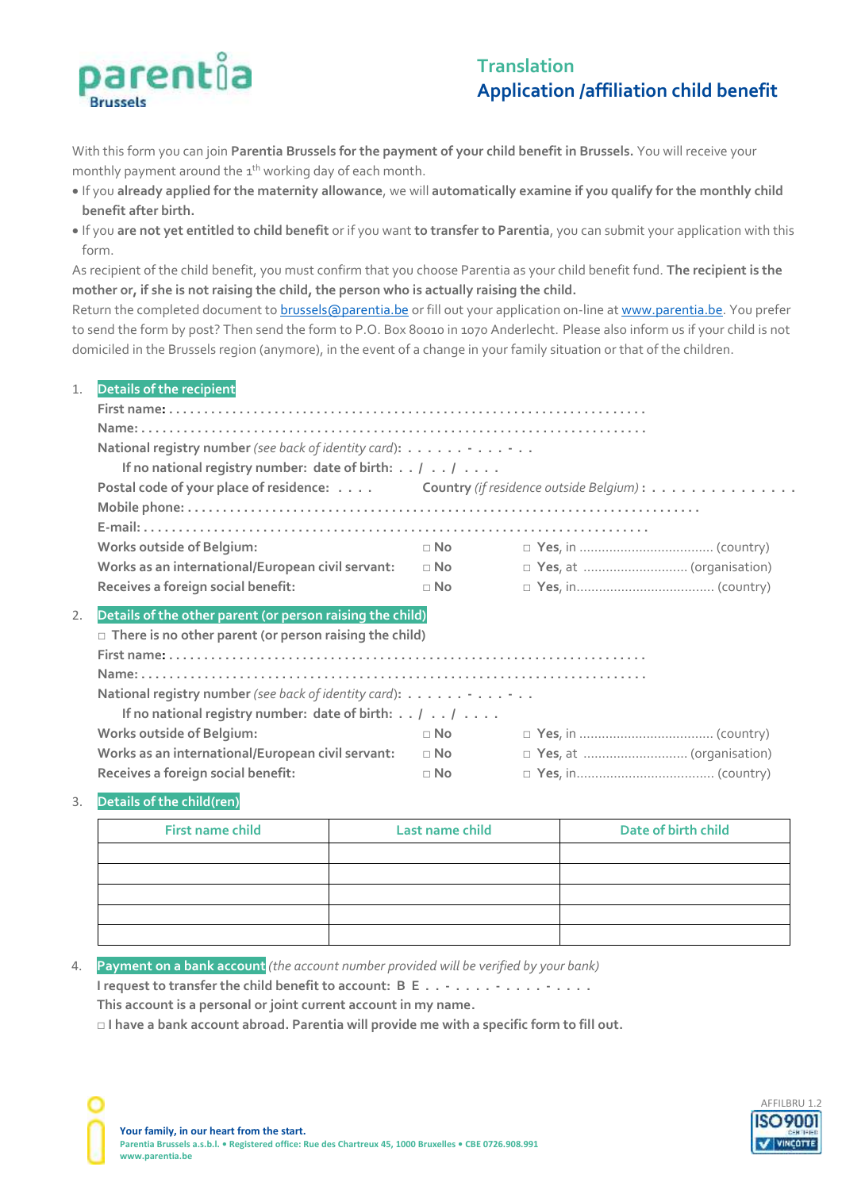parentia Brussels

# Translation
# Application /affiliation child benefit

With this form you can join **Parentia Brussels for the payment of your child benefit in Brussels.** You will receive your monthly payment around the 1th working day of each month.

- If you **already applied for the maternity allowance**, we will **automatically examine if you qualify for the monthly child benefit after birth.**
- If you **are not yet entitled to child benefit** or if you want **to transfer to Parentia**, you can submit your application with this form.

As recipient of the child benefit, you must confirm that you choose Parentia as your child benefit fund. **The recipient is the mother or, if she is not raising the child, the person who is actually raising the child.**

Return the completed document to brussels@parentia.be or fill out your application on-line at www.parentia.be. You prefer to send the form by post? Then send the form to P.O. Box 80010 in 1070 Anderlecht. Please also inform us if your child is not domiciled in the Brussels region (anymore), in the event of a change in your family situation or that of the children.

## 1. Details of the recipient

**First name:** . . . . . . . . . . . . . . . . . . . . . . . . . . . . . . . . . . . . . . . . . . . . . . . . . . . . . . . . . . . . . . . .

**Name:** . . . . . . . . . . . . . . . . . . . . . . . . . . . . . . . . . . . . . . . . . . . . . . . . . . . . . . . . . . . . . . . . . . .

**National registry number** *(see back of identity card)*: . . . . . . - . . . - . .

**If no national registry number: date of birth:** . . / . . / . . . .

**Postal code of your place of residence:** . . . . **Country** *(if residence outside Belgium)* **:** . . . . . . . . . . . . . . .

**Mobile phone:** . . . . . . . . . . . . . . . . . . . . . . . . . . . . . . . . . . . . . . . . . . . . . . . . . . . . . . . . . . . . . . . . .

**E-mail:** . . . . . . . . . . . . . . . . . . . . . . . . . . . . . . . . . . . . . . . . . . . . . . . . . . . . . . . . . . . . . . . . . . .

**Works outside of Belgium:** □ **No** □ **Yes**, in .................................... (country)

**Works as an international/European civil servant:** □ **No** □ **Yes**, at ............................ (organisation)

**Receives a foreign social benefit:** □ **No** □ **Yes**, in..................................... (country)

## 2. Details of the other parent (or person raising the child)

□ **There is no other parent (or person raising the child)**

**First name:** . . . . . . . . . . . . . . . . . . . . . . . . . . . . . . . . . . . . . . . . . . . . . . . . . . . . . . . . . . . . . . . .

**Name:** . . . . . . . . . . . . . . . . . . . . . . . . . . . . . . . . . . . . . . . . . . . . . . . . . . . . . . . . . . . . . . . . . . .

**National registry number** *(see back of identity card)*: . . . . . . - . . . - . .

**If no national registry number: date of birth:** . . / . . / . . . .

**Works outside of Belgium:** □ **No** □ **Yes**, in .................................... (country)

**Works as an international/European civil servant:** □ **No** □ **Yes**, at ............................ (organisation)

**Receives a foreign social benefit:** □ **No** □ **Yes**, in..................................... (country)

## 3. Details of the child(ren)

| First name child | Last name child | Date of birth child |
|---|---|---|
| | | |
| | | |
| | | |
| | | |
| | | |

## 4. Payment on a bank account *(the account number provided will be verified by your bank)*

**I request to transfer the child benefit to account: B E** . . - . . . . . - . . . . . - . . . .

**This account is a personal or joint current account in my name.**

□ **I have a bank account abroad. Parentia will provide me with a specific form to fill out.**

**Your family, in our heart from the start.**
**Parentia Brussels a.s.b.l. • Registered office: Rue des Chartreux 45, 1000 Bruxelles • CBE 0726.908.991**
**www.parentia.be**

AFFILBRU 1.2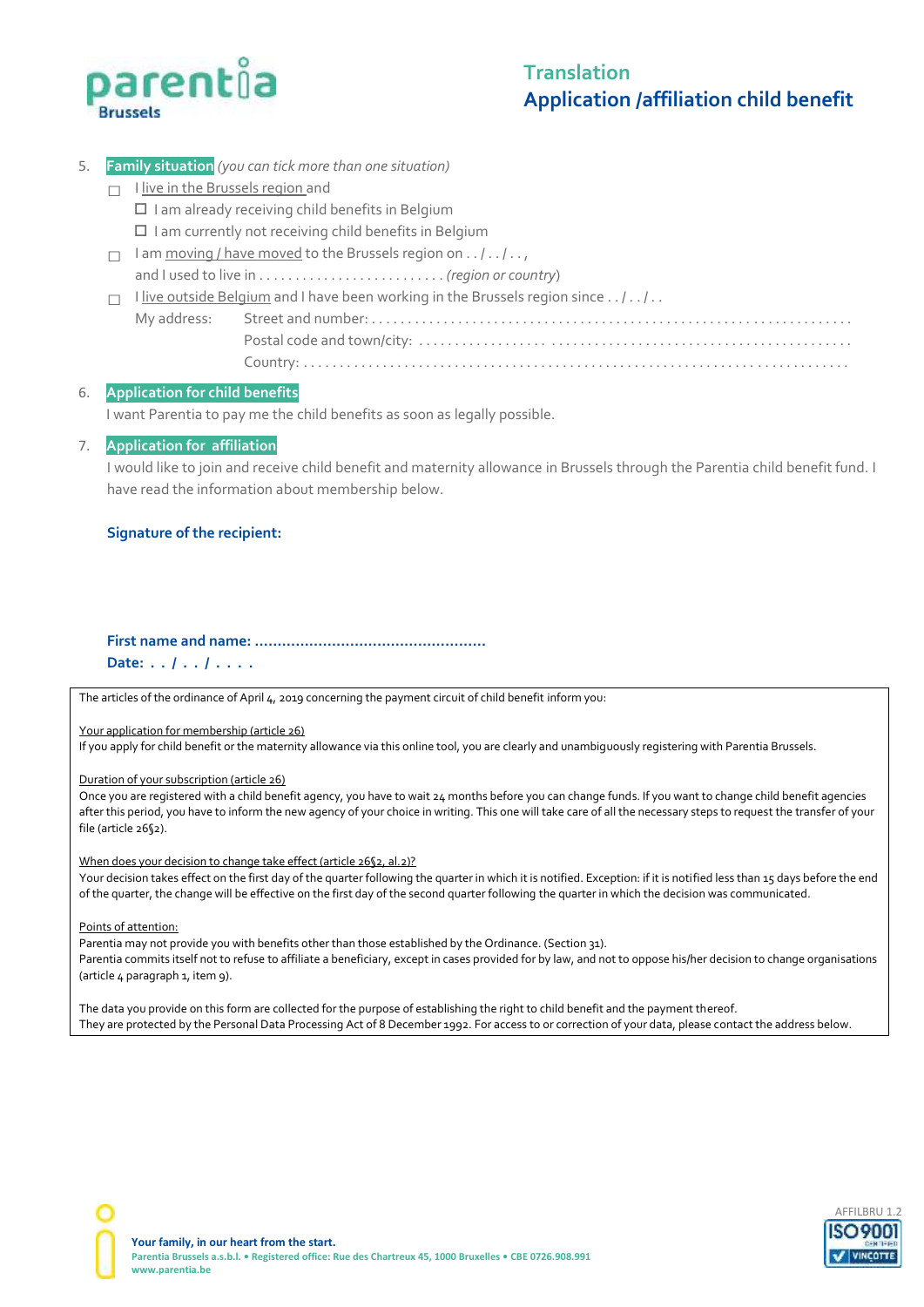Translation

## Application /affiliation child benefit

5. **Family situation** *(you can tick more than one situation)*

- ☐ I live in the Brussels region and
  - ☐ I am already receiving child benefits in Belgium
  - ☐ I am currently not receiving child benefits in Belgium
- ☐ I am moving / have moved to the Brussels region on . . / . . / . . ,
  and I used to live in . . . . . . . . . . . . . . . . . . . . . . . . . *(region or country)*
- ☐ I live outside Belgium and I have been working in the Brussels region since . . / . . / . .

My address: Street and number: . . . . . . . . . . . . . . . . . . . . . . . . . . . . . . . . . . . . . . . . . . . . . . . . . . . . . . . . . . . . . . . . . . . .

Postal code and town/city: . . . . . . . . . . . . . . . . . . . . . . . . . . . . . . . . . . . . . . . . . . . . . . . . . . . . . . . . . . . . . .

Country: . . . . . . . . . . . . . . . . . . . . . . . . . . . . . . . . . . . . . . . . . . . . . . . . . . . . . . . . . . . . . . . . . . . . . . . . . . . . .

6. **Application for child benefits**

I want Parentia to pay me the child benefits as soon as legally possible.

7. **Application for affiliation**

I would like to join and receive child benefit and maternity allowance in Brussels through the Parentia child benefit fund. I have read the information about membership below.

**Signature of the recipient:**

**First name and name: ..................................................**

**Date: . . / . . / . . . .**

The articles of the ordinance of April 4, 2019 concerning the payment circuit of child benefit inform you:

Your application for membership (article 26)

If you apply for child benefit or the maternity allowance via this online tool, you are clearly and unambiguously registering with Parentia Brussels.

Duration of your subscription (article 26)

Once you are registered with a child benefit agency, you have to wait 24 months before you can change funds. If you want to change child benefit agencies after this period, you have to inform the new agency of your choice in writing. This one will take care of all the necessary steps to request the transfer of your file (article 26§2).

When does your decision to change take effect (article 26§2, al.2)?

Your decision takes effect on the first day of the quarter following the quarter in which it is notified. Exception: if it is notified less than 15 days before the end of the quarter, the change will be effective on the first day of the second quarter following the quarter in which the decision was communicated.

Points of attention:

Parentia may not provide you with benefits other than those established by the Ordinance. (Section 31).

Parentia commits itself not to refuse to affiliate a beneficiary, except in cases provided for by law, and not to oppose his/her decision to change organisations (article 4 paragraph 1, item 9).

The data you provide on this form are collected for the purpose of establishing the right to child benefit and the payment thereof.

They are protected by the Personal Data Processing Act of 8 December 1992. For access to or correction of your data, please contact the address below.

**Your family, in our heart from the start.**

**Parentia Brussels a.s.b.l. • Registered office: Rue des Chartreux 45, 1000 Bruxelles • CBE 0726.908.991**

**www.parentia.be**

AFFILBRU 1.2